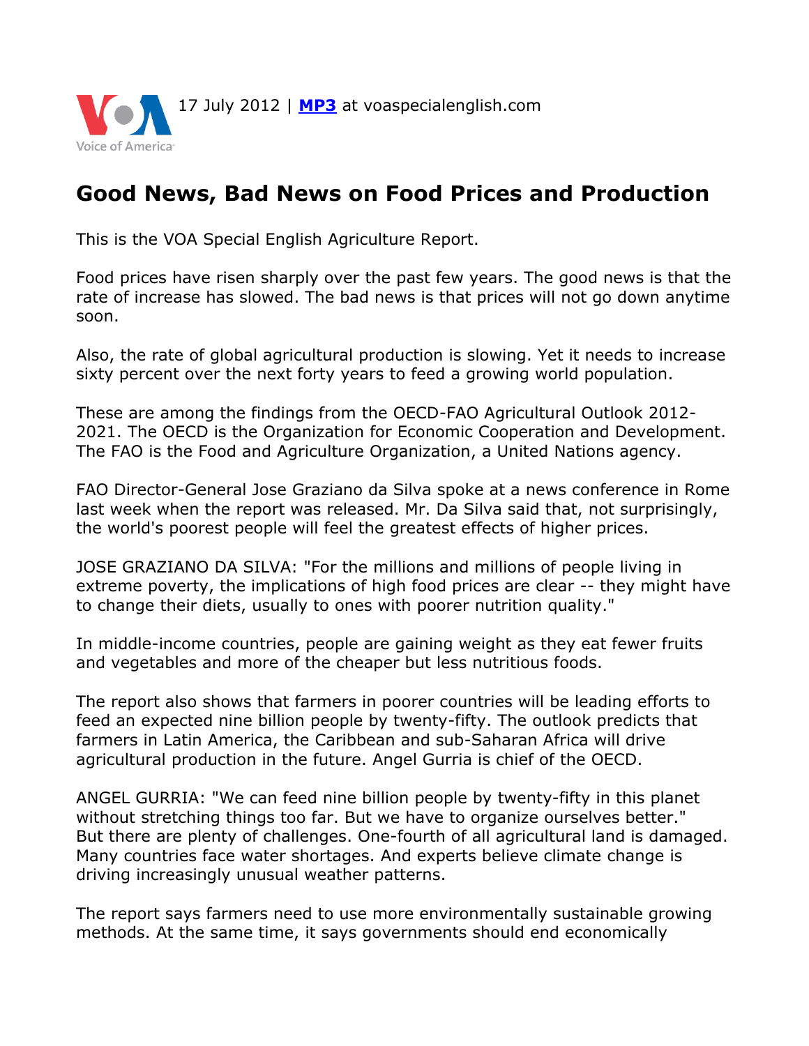17 July 2012 | **MP3** at voaspecialenglish.com

# Good News, Bad News on Food Prices and Production

This is the VOA Special English Agriculture Report.

Food prices have risen sharply over the past few years. The good news is that the rate of increase has slowed. The bad news is that prices will not go down anytime soon.

Also, the rate of global agricultural production is slowing. Yet it needs to increase sixty percent over the next forty years to feed a growing world population.

These are among the findings from the OECD-FAO Agricultural Outlook 2012-2021. The OECD is the Organization for Economic Cooperation and Development. The FAO is the Food and Agriculture Organization, a United Nations agency.

FAO Director-General Jose Graziano da Silva spoke at a news conference in Rome last week when the report was released. Mr. Da Silva said that, not surprisingly, the world's poorest people will feel the greatest effects of higher prices.

JOSE GRAZIANO DA SILVA: "For the millions and millions of people living in extreme poverty, the implications of high food prices are clear -- they might have to change their diets, usually to ones with poorer nutrition quality."

In middle-income countries, people are gaining weight as they eat fewer fruits and vegetables and more of the cheaper but less nutritious foods.

The report also shows that farmers in poorer countries will be leading efforts to feed an expected nine billion people by twenty-fifty. The outlook predicts that farmers in Latin America, the Caribbean and sub-Saharan Africa will drive agricultural production in the future. Angel Gurria is chief of the OECD.

ANGEL GURRIA: "We can feed nine billion people by twenty-fifty in this planet without stretching things too far. But we have to organize ourselves better."
But there are plenty of challenges. One-fourth of all agricultural land is damaged. Many countries face water shortages. And experts believe climate change is driving increasingly unusual weather patterns.

The report says farmers need to use more environmentally sustainable growing methods. At the same time, it says governments should end economically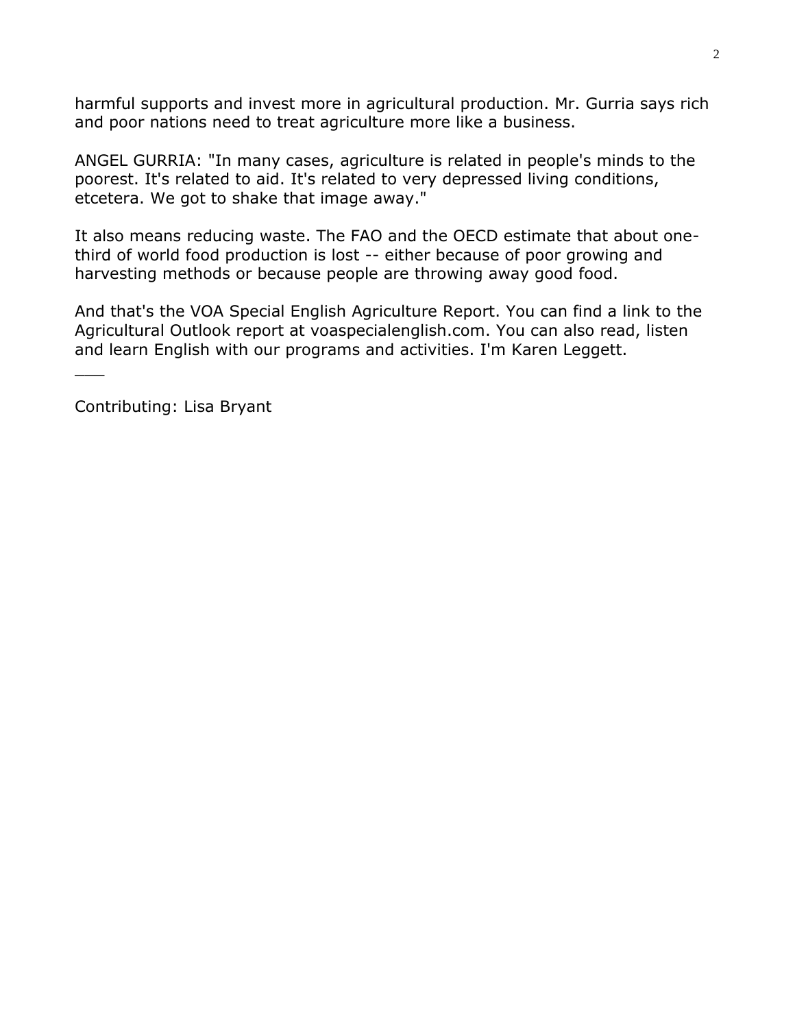harmful supports and invest more in agricultural production. Mr. Gurria says rich and poor nations need to treat agriculture more like a business.

ANGEL GURRIA: "In many cases, agriculture is related in people's minds to the poorest. It's related to aid. It's related to very depressed living conditions, etcetera. We got to shake that image away."

It also means reducing waste. The FAO and the OECD estimate that about one-third of world food production is lost -- either because of poor growing and harvesting methods or because people are throwing away good food.

And that's the VOA Special English Agriculture Report. You can find a link to the Agricultural Outlook report at voaspecialenglish.com. You can also read, listen and learn English with our programs and activities. I'm Karen Leggett.

\_\_\_

Contributing: Lisa Bryant